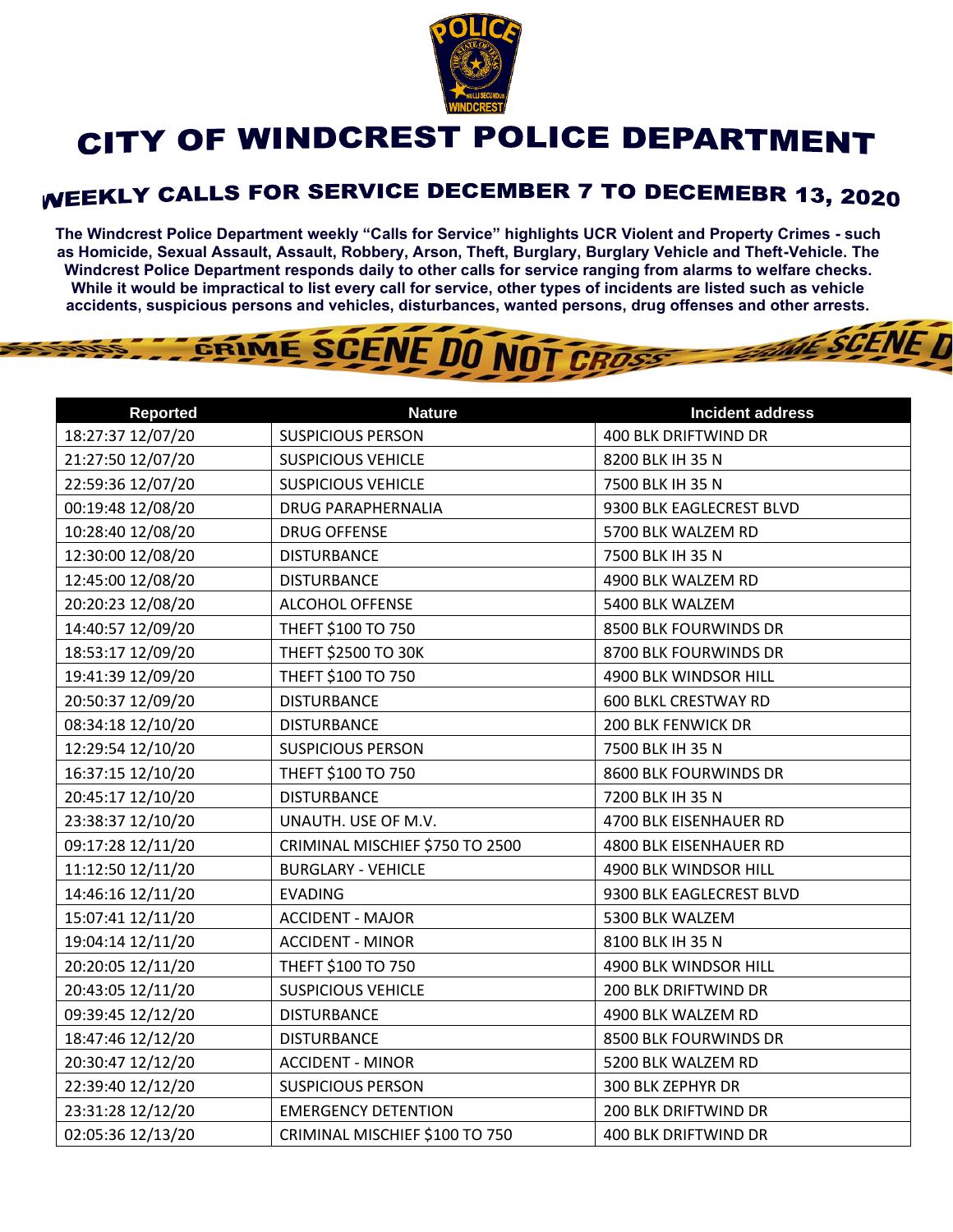# CITY OF WINDCREST POLICE DEPARTMENT

## WEEKLY CALLS FOR SERVICE DECEMBER 7 TO DECEMEBR 13, 2020

**The Windcrest Police Department weekly "Calls for Service" highlights UCR Violent and Property Crimes - such as Homicide, Sexual Assault, Assault, Robbery, Arson, Theft, Burglary, Burglary Vehicle and Theft-Vehicle. The Windcrest Police Department responds daily to other calls for service ranging from alarms to welfare checks. While it would be impractical to list every call for service, other types of incidents are listed such as vehicle accidents, suspicious persons and vehicles, disturbances, wanted persons, drug offenses and other arrests.**

| Reported | Nature | Incident address |
|---|---|---|
| 18:27:37 12/07/20 | SUSPICIOUS PERSON | 400 BLK DRIFTWIND DR |
| 21:27:50 12/07/20 | SUSPICIOUS VEHICLE | 8200 BLK IH 35 N |
| 22:59:36 12/07/20 | SUSPICIOUS VEHICLE | 7500 BLK IH 35 N |
| 00:19:48 12/08/20 | DRUG PARAPHERNALIA | 9300 BLK EAGLECREST BLVD |
| 10:28:40 12/08/20 | DRUG OFFENSE | 5700 BLK WALZEM RD |
| 12:30:00 12/08/20 | DISTURBANCE | 7500 BLK IH 35 N |
| 12:45:00 12/08/20 | DISTURBANCE | 4900 BLK WALZEM RD |
| 20:20:23 12/08/20 | ALCOHOL OFFENSE | 5400 BLK WALZEM |
| 14:40:57 12/09/20 | THEFT $100 TO 750 | 8500 BLK FOURWINDS DR |
| 18:53:17 12/09/20 | THEFT $2500 TO 30K | 8700 BLK FOURWINDS DR |
| 19:41:39 12/09/20 | THEFT $100 TO 750 | 4900 BLK WINDSOR HILL |
| 20:50:37 12/09/20 | DISTURBANCE | 600 BLKL CRESTWAY RD |
| 08:34:18 12/10/20 | DISTURBANCE | 200 BLK FENWICK DR |
| 12:29:54 12/10/20 | SUSPICIOUS PERSON | 7500 BLK IH 35 N |
| 16:37:15 12/10/20 | THEFT $100 TO 750 | 8600 BLK FOURWINDS DR |
| 20:45:17 12/10/20 | DISTURBANCE | 7200 BLK IH 35 N |
| 23:38:37 12/10/20 | UNAUTH. USE OF M.V. | 4700 BLK EISENHAUER RD |
| 09:17:28 12/11/20 | CRIMINAL MISCHIEF $750 TO 2500 | 4800 BLK EISENHAUER RD |
| 11:12:50 12/11/20 | BURGLARY - VEHICLE | 4900 BLK WINDSOR HILL |
| 14:46:16 12/11/20 | EVADING | 9300 BLK EAGLECREST BLVD |
| 15:07:41 12/11/20 | ACCIDENT - MAJOR | 5300 BLK WALZEM |
| 19:04:14 12/11/20 | ACCIDENT - MINOR | 8100 BLK IH 35 N |
| 20:20:05 12/11/20 | THEFT $100 TO 750 | 4900 BLK WINDSOR HILL |
| 20:43:05 12/11/20 | SUSPICIOUS VEHICLE | 200 BLK DRIFTWIND DR |
| 09:39:45 12/12/20 | DISTURBANCE | 4900 BLK WALZEM RD |
| 18:47:46 12/12/20 | DISTURBANCE | 8500 BLK FOURWINDS DR |
| 20:30:47 12/12/20 | ACCIDENT - MINOR | 5200 BLK WALZEM RD |
| 22:39:40 12/12/20 | SUSPICIOUS PERSON | 300 BLK ZEPHYR DR |
| 23:31:28 12/12/20 | EMERGENCY DETENTION | 200 BLK DRIFTWIND DR |
| 02:05:36 12/13/20 | CRIMINAL MISCHIEF $100 TO 750 | 400 BLK DRIFTWIND DR |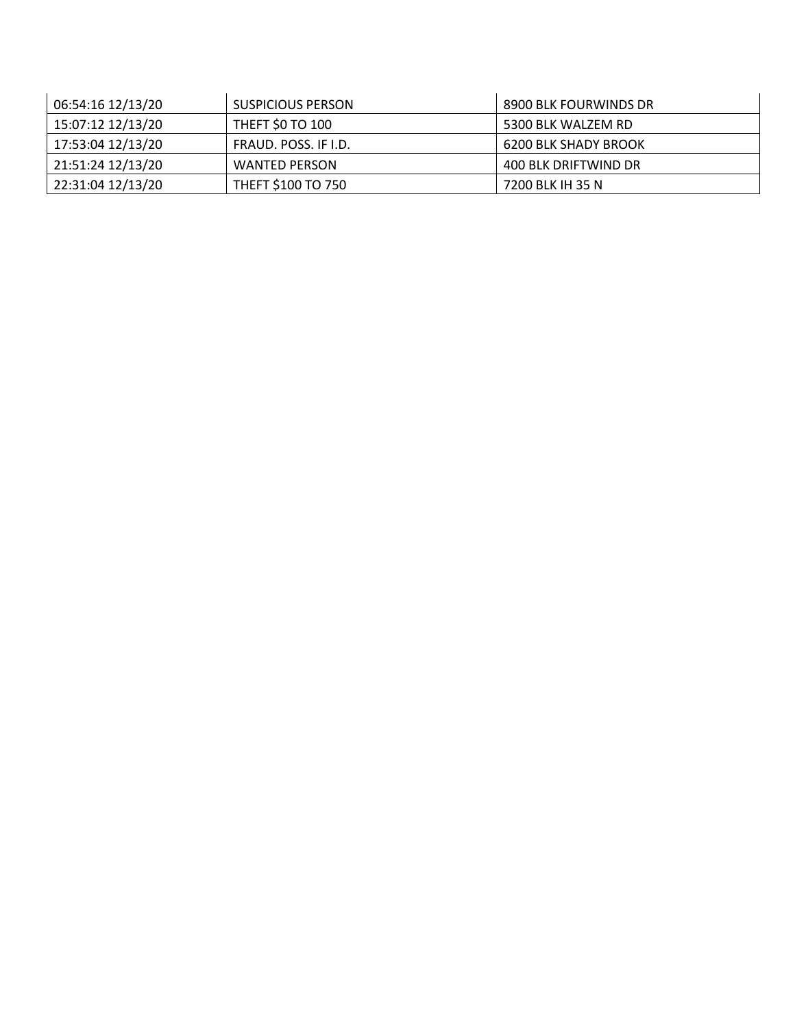| | | |
|---|---|---|
| 06:54:16 12/13/20 | SUSPICIOUS PERSON | 8900 BLK FOURWINDS DR |
| 15:07:12 12/13/20 | THEFT $0 TO 100 | 5300 BLK WALZEM RD |
| 17:53:04 12/13/20 | FRAUD. POSS. IF I.D. | 6200 BLK SHADY BROOK |
| 21:51:24 12/13/20 | WANTED PERSON | 400 BLK DRIFTWIND DR |
| 22:31:04 12/13/20 | THEFT $100 TO 750 | 7200 BLK IH 35 N |